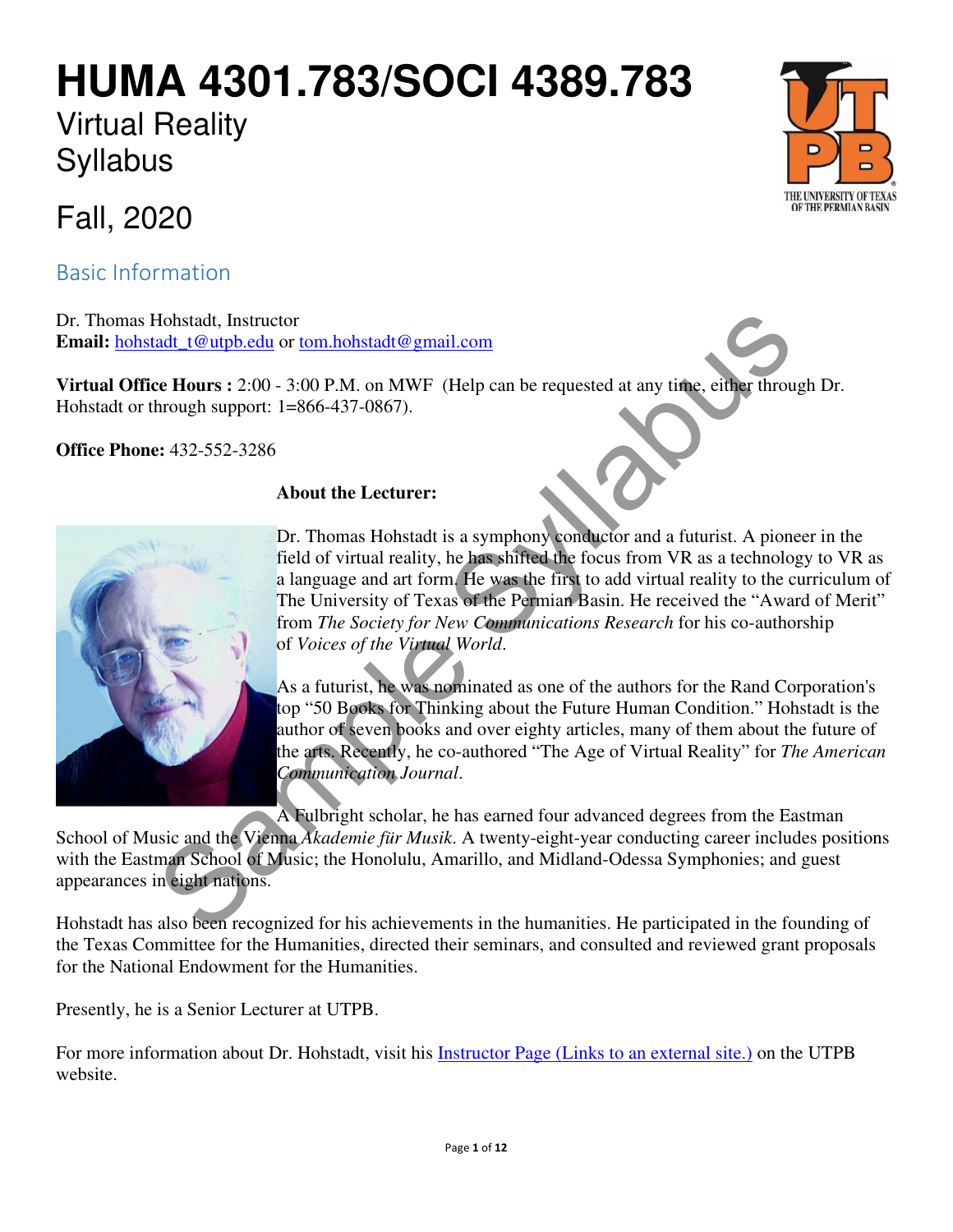# HUMA 4301.783/SOCI 4389.783

Virtual Reality
Syllabus

Fall, 2020

## Basic Information

Dr. Thomas Hohstadt, Instructor
**Email:** hohstadt_t@utpb.edu or tom.hohstadt@gmail.com

**Virtual Office Hours :** 2:00 - 3:00 P.M. on MWF (Help can be requested at any time, either through Dr. Hohstadt or through support: 1=866-437-0867).

**Office Phone:** 432-552-3286

**About the Lecturer:**

Dr. Thomas Hohstadt is a symphony conductor and a futurist. A pioneer in the field of virtual reality, he has shifted the focus from VR as a technology to VR as a language and art form. He was the first to add virtual reality to the curriculum of The University of Texas of the Permian Basin. He received the "Award of Merit" from *The Society for New Communications Research* for his co-authorship of *Voices of the Virtual World*.

As a futurist, he was nominated as one of the authors for the Rand Corporation's top "50 Books for Thinking about the Future Human Condition." Hohstadt is the author of seven books and over eighty articles, many of them about the future of the arts. Recently, he co-authored "The Age of Virtual Reality" for *The American Communication Journal*.

A Fulbright scholar, he has earned four advanced degrees from the Eastman School of Music and the Vienna *Akademie für Musik*. A twenty-eight-year conducting career includes positions with the Eastman School of Music; the Honolulu, Amarillo, and Midland-Odessa Symphonies; and guest appearances in eight nations.

Hohstadt has also been recognized for his achievements in the humanities. He participated in the founding of the Texas Committee for the Humanities, directed their seminars, and consulted and reviewed grant proposals for the National Endowment for the Humanities.

Presently, he is a Senior Lecturer at UTPB.

For more information about Dr. Hohstadt, visit his Instructor Page (Links to an external site.) on the UTPB website.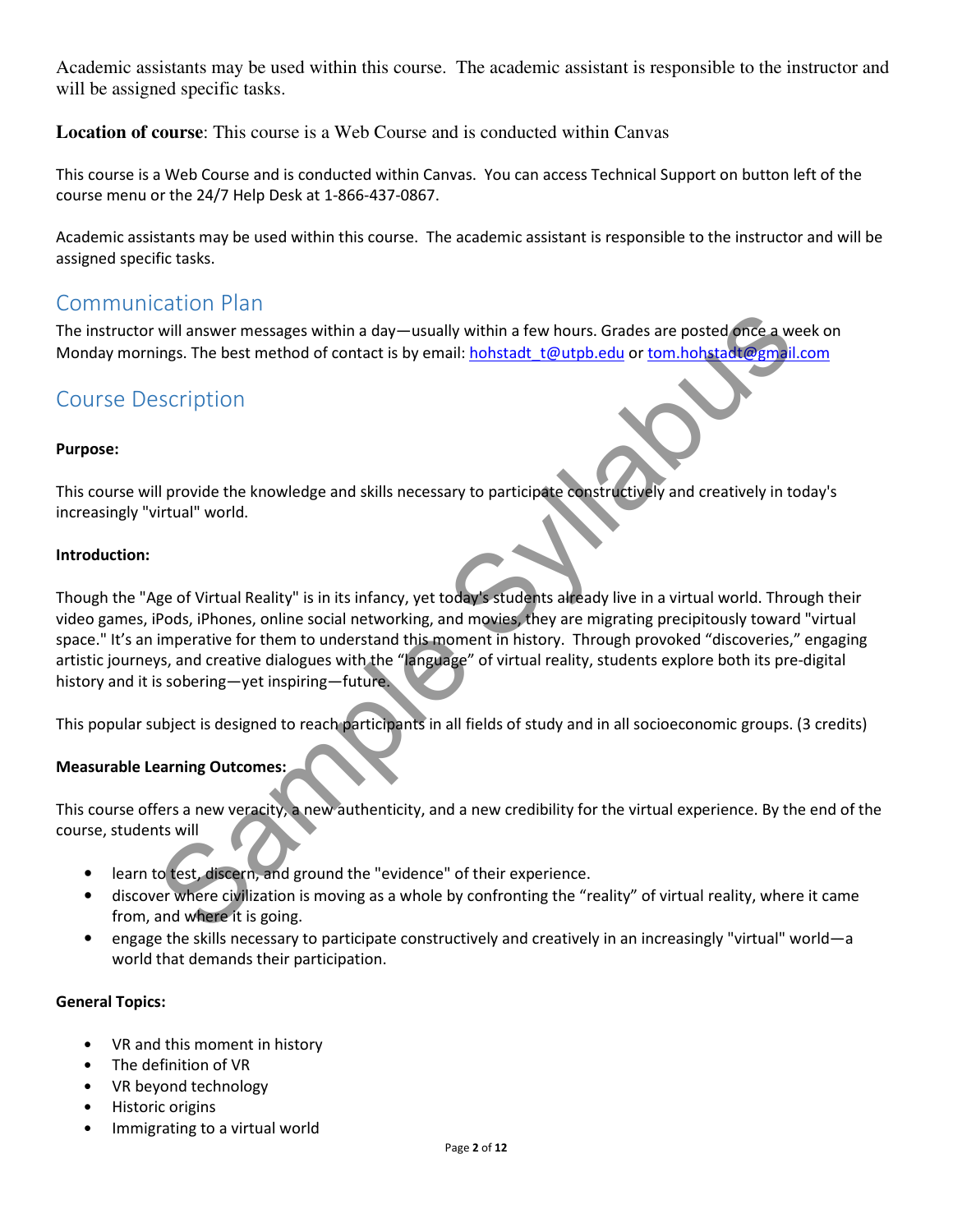Academic assistants may be used within this course. The academic assistant is responsible to the instructor and will be assigned specific tasks.

**Location of course**: This course is a Web Course and is conducted within Canvas

This course is a Web Course and is conducted within Canvas. You can access Technical Support on button left of the course menu or the 24/7 Help Desk at 1-866-437-0867.

Academic assistants may be used within this course. The academic assistant is responsible to the instructor and will be assigned specific tasks.

## Communication Plan

The instructor will answer messages within a day—usually within a few hours. Grades are posted once a week on Monday mornings. The best method of contact is by email: hohstadt_t@utpb.edu or tom.hohstadt@gmail.com

## Course Description

**Purpose:**

This course will provide the knowledge and skills necessary to participate constructively and creatively in today's increasingly "virtual" world.

**Introduction:**

Though the "Age of Virtual Reality" is in its infancy, yet today's students already live in a virtual world. Through their video games, iPods, iPhones, online social networking, and movies, they are migrating precipitously toward "virtual space." It's an imperative for them to understand this moment in history. Through provoked "discoveries," engaging artistic journeys, and creative dialogues with the "language" of virtual reality, students explore both its pre-digital history and it is sobering—yet inspiring—future.

This popular subject is designed to reach participants in all fields of study and in all socioeconomic groups. (3 credits)

**Measurable Learning Outcomes:**

This course offers a new veracity, a new authenticity, and a new credibility for the virtual experience. By the end of the course, students will

- learn to test, discern, and ground the "evidence" of their experience.
- discover where civilization is moving as a whole by confronting the "reality" of virtual reality, where it came from, and where it is going.
- engage the skills necessary to participate constructively and creatively in an increasingly "virtual" world—a world that demands their participation.

**General Topics:**

- VR and this moment in history
- The definition of VR
- VR beyond technology
- Historic origins
- Immigrating to a virtual world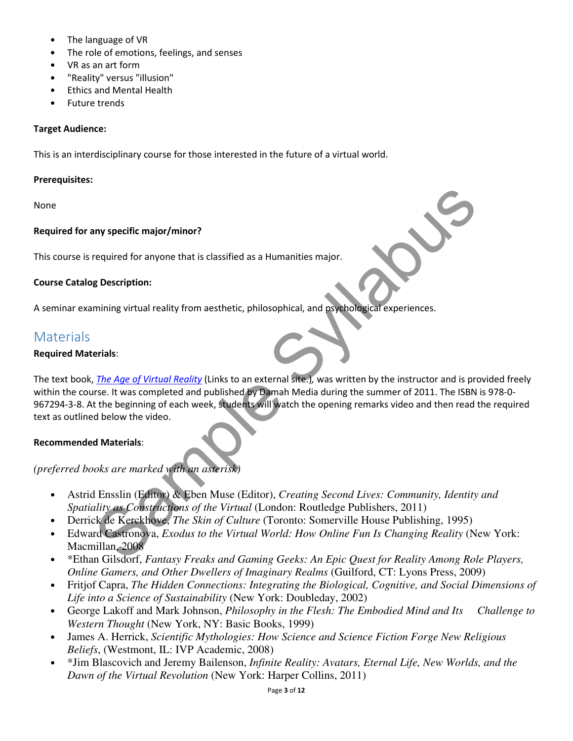- The language of VR
- The role of emotions, feelings, and senses
- VR as an art form
- "Reality" versus "illusion"
- Ethics and Mental Health
- Future trends

**Target Audience:**

This is an interdisciplinary course for those interested in the future of a virtual world.

**Prerequisites:**

None

**Required for any specific major/minor?**

This course is required for anyone that is classified as a Humanities major.

**Course Catalog Description:**

A seminar examining virtual reality from aesthetic, philosophical, and psychological experiences.

## Materials

**Required Materials**:

The text book, *The Age of Virtual Reality* (Links to an external site.)*,* was written by the instructor and is provided freely within the course. It was completed and published by Damah Media during the summer of 2011. The ISBN is 978-0-967294-3-8. At the beginning of each week, students will watch the opening remarks video and then read the required text as outlined below the video.

**Recommended Materials**:

*(preferred books are marked with an asterisk)*

- Astrid Ensslin (Editor) & Eben Muse (Editor), *Creating Second Lives: Community, Identity and Spatiality as Constructions of the Virtual* (London: Routledge Publishers, 2011)
- Derrick de Kerckhove, *The Skin of Culture* (Toronto: Somerville House Publishing, 1995)
- Edward Castronova, *Exodus to the Virtual World: How Online Fun Is Changing Reality* (New York: Macmillan, 2008
- *Ethan Gilsdorf, *Fantasy Freaks and Gaming Geeks: An Epic Quest for Reality Among Role Players, Online Gamers, and Other Dwellers of Imaginary Realms* (Guilford, CT: Lyons Press, 2009)
- Fritjof Capra, *The Hidden Connections: Integrating the Biological, Cognitive, and Social Dimensions of Life into a Science of Sustainability* (New York: Doubleday, 2002)
- George Lakoff and Mark Johnson, *Philosophy in the Flesh: The Embodied Mind and Its Challenge to Western Thought* (New York, NY: Basic Books, 1999)
- James A. Herrick, *Scientific Mythologies: How Science and Science Fiction Forge New Religious Beliefs*, (Westmont, IL: IVP Academic, 2008)
- *Jim Blascovich and Jeremy Bailenson, *Infinite Reality: Avatars, Eternal Life, New Worlds, and the Dawn of the Virtual Revolution* (New York: Harper Collins, 2011)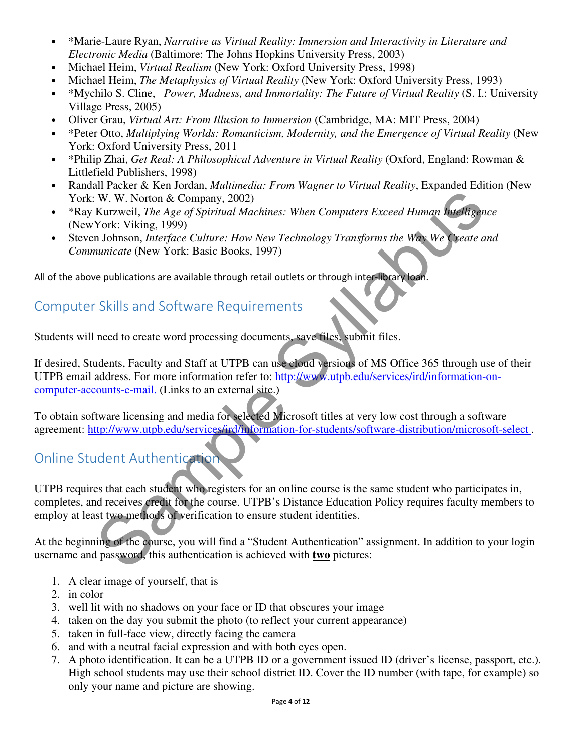- *Marie-Laure Ryan, *Narrative as Virtual Reality: Immersion and Interactivity in Literature and Electronic Media* (Baltimore: The Johns Hopkins University Press, 2003)
- Michael Heim, *Virtual Realism* (New York: Oxford University Press, 1998)
- Michael Heim, *The Metaphysics of Virtual Reality* (New York: Oxford University Press, 1993)
- *Mychilo S. Cline, *Power, Madness, and Immortality: The Future of Virtual Reality* (S. I.: University Village Press, 2005)
- Oliver Grau, *Virtual Art: From Illusion to Immersion* (Cambridge, MA: MIT Press, 2004)
- *Peter Otto, *Multiplying Worlds: Romanticism, Modernity, and the Emergence of Virtual Reality* (New York: Oxford University Press, 2011
- *Philip Zhai, *Get Real: A Philosophical Adventure in Virtual Reality* (Oxford, England: Rowman & Littlefield Publishers, 1998)
- Randall Packer & Ken Jordan, *Multimedia: From Wagner to Virtual Reality*, Expanded Edition (New York: W. W. Norton & Company, 2002)
- *Ray Kurzweil, *The Age of Spiritual Machines: When Computers Exceed Human Intelligence* (NewYork: Viking, 1999)
- Steven Johnson, *Interface Culture: How New Technology Transforms the Way We Create and Communicate* (New York: Basic Books, 1997)

All of the above publications are available through retail outlets or through inter-library loan.

## Computer Skills and Software Requirements

Students will need to create word processing documents, save files, submit files.

If desired, Students, Faculty and Staff at UTPB can use cloud versions of MS Office 365 through use of their UTPB email address. For more information refer to: [http://www.utpb.edu/services/ird/information-on-computer-accounts-e-mail.](http://www.utpb.edu/services/ird/information-on-computer-accounts-e-mail) (Links to an external site.)

To obtain software licensing and media for selected Microsoft titles at very low cost through a software agreement: [http://www.utpb.edu/services/ird/information-for-students/software-distribution/microsoft-select](http://www.utpb.edu/services/ird/information-for-students/software-distribution/microsoft-select) .

## Online Student Authentication

UTPB requires that each student who registers for an online course is the same student who participates in, completes, and receives credit for the course. UTPB's Distance Education Policy requires faculty members to employ at least two methods of verification to ensure student identities.

At the beginning of the course, you will find a "Student Authentication" assignment. In addition to your login username and password, this authentication is achieved with **two** pictures:

1. A clear image of yourself, that is
2. in color
3. well lit with no shadows on your face or ID that obscures your image
4. taken on the day you submit the photo (to reflect your current appearance)
5. taken in full-face view, directly facing the camera
6. and with a neutral facial expression and with both eyes open.
7. A photo identification. It can be a UTPB ID or a government issued ID (driver's license, passport, etc.). High school students may use their school district ID. Cover the ID number (with tape, for example) so only your name and picture are showing.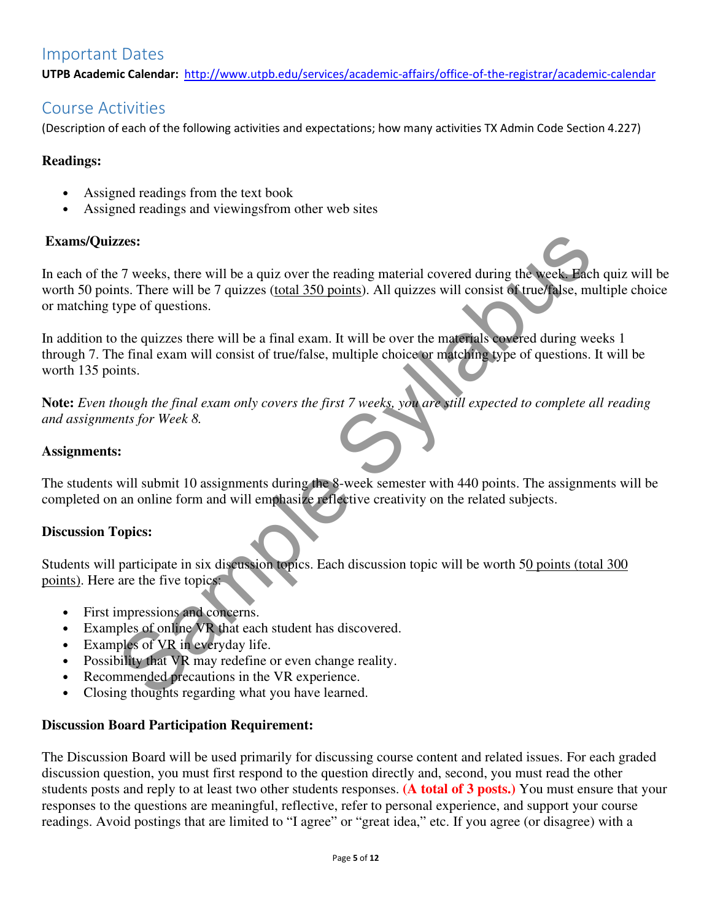## Important Dates

**UTPB Academic Calendar:** http://www.utpb.edu/services/academic-affairs/office-of-the-registrar/academic-calendar

## Course Activities

(Description of each of the following activities and expectations; how many activities TX Admin Code Section 4.227)

**Readings:**

- Assigned readings from the text book
- Assigned readings and viewingsfrom other web sites

**Exams/Quizzes:**

In each of the 7 weeks, there will be a quiz over the reading material covered during the week. Each quiz will be worth 50 points. There will be 7 quizzes (total 350 points). All quizzes will consist of true/false, multiple choice or matching type of questions.

In addition to the quizzes there will be a final exam. It will be over the materials covered during weeks 1 through 7. The final exam will consist of true/false, multiple choice or matching type of questions. It will be worth 135 points.

**Note:** *Even though the final exam only covers the first 7 weeks, you are still expected to complete all reading and assignments for Week 8.*

**Assignments:**

The students will submit 10 assignments during the 8-week semester with 440 points. The assignments will be completed on an online form and will emphasize reflective creativity on the related subjects.

**Discussion Topics:**

Students will participate in six discussion topics. Each discussion topic will be worth 50 points (total 300 points). Here are the five topics:

- First impressions and concerns.
- Examples of online VR that each student has discovered.
- Examples of VR in everyday life.
- Possibility that VR may redefine or even change reality.
- Recommended precautions in the VR experience.
- Closing thoughts regarding what you have learned.

**Discussion Board Participation Requirement:**

The Discussion Board will be used primarily for discussing course content and related issues. For each graded discussion question, you must first respond to the question directly and, second, you must read the other students posts and reply to at least two other students responses. **(A total of 3 posts.)** You must ensure that your responses to the questions are meaningful, reflective, refer to personal experience, and support your course readings. Avoid postings that are limited to "I agree" or "great idea," etc. If you agree (or disagree) with a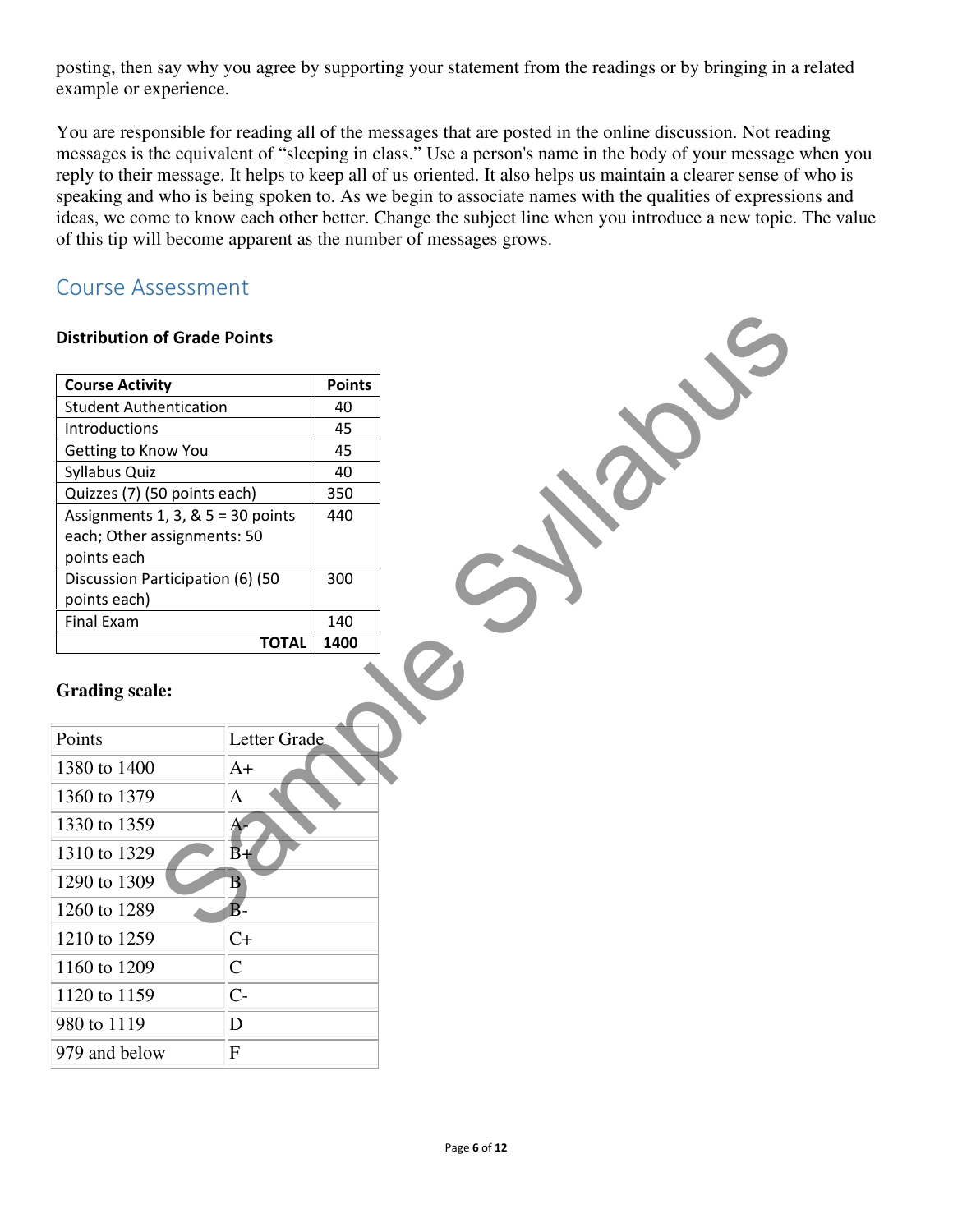posting, then say why you agree by supporting your statement from the readings or by bringing in a related example or experience.

You are responsible for reading all of the messages that are posted in the online discussion. Not reading messages is the equivalent of "sleeping in class." Use a person's name in the body of your message when you reply to their message. It helps to keep all of us oriented. It also helps us maintain a clearer sense of who is speaking and who is being spoken to. As we begin to associate names with the qualities of expressions and ideas, we come to know each other better. Change the subject line when you introduce a new topic. The value of this tip will become apparent as the number of messages grows.

## Course Assessment

### Distribution of Grade Points

| Course Activity | Points |
|---|---|
| Student Authentication | 40 |
| Introductions | 45 |
| Getting to Know You | 45 |
| Syllabus Quiz | 40 |
| Quizzes (7) (50 points each) | 350 |
| Assignments 1, 3, & 5 = 30 points each; Other assignments: 50 points each | 440 |
| Discussion Participation (6) (50 points each) | 300 |
| Final Exam | 140 |
| **TOTAL** | **1400** |

### Grading scale:

| Points | Letter Grade |
|---|---|
| 1380 to 1400 | A+ |
| 1360 to 1379 | A |
| 1330 to 1359 | A- |
| 1310 to 1329 | B+ |
| 1290 to 1309 | B |
| 1260 to 1289 | B- |
| 1210 to 1259 | C+ |
| 1160 to 1209 | C |
| 1120 to 1159 | C- |
| 980 to 1119 | D |
| 979 and below | F |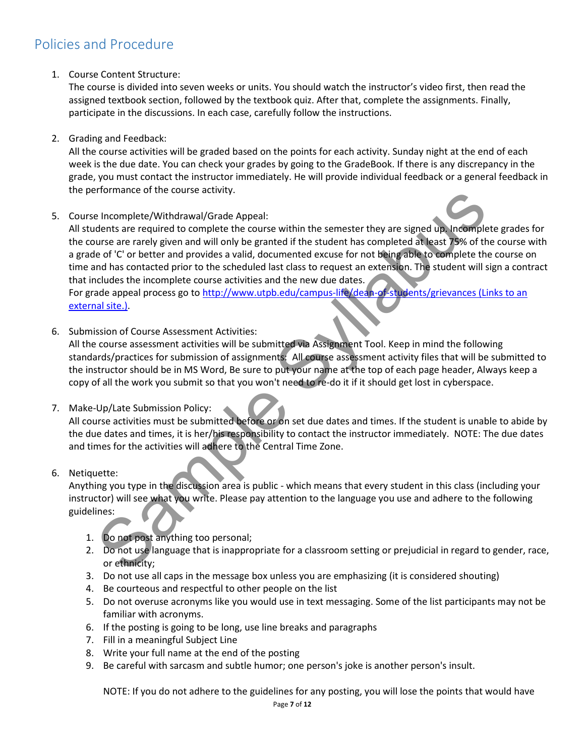## Policies and Procedure

1. Course Content Structure:
   The course is divided into seven weeks or units. You should watch the instructor's video first, then read the assigned textbook section, followed by the textbook quiz. After that, complete the assignments. Finally, participate in the discussions. In each case, carefully follow the instructions.

2. Grading and Feedback:
   All the course activities will be graded based on the points for each activity. Sunday night at the end of each week is the due date. You can check your grades by going to the GradeBook. If there is any discrepancy in the grade, you must contact the instructor immediately. He will provide individual feedback or a general feedback in the performance of the course activity.

5. Course Incomplete/Withdrawal/Grade Appeal:
   All students are required to complete the course within the semester they are signed up. Incomplete grades for the course are rarely given and will only be granted if the student has completed at least 75% of the course with a grade of 'C' or better and provides a valid, documented excuse for not being able to complete the course on time and has contacted prior to the scheduled last class to request an extension. The student will sign a contract that includes the incomplete course activities and the new due dates.
   For grade appeal process go to [http://www.utpb.edu/campus-life/dean-of-students/grievances (Links to an external site.)](http://www.utpb.edu/campus-life/dean-of-students/grievances).

6. Submission of Course Assessment Activities:
   All the course assessment activities will be submitted via Assignment Tool. Keep in mind the following standards/practices for submission of assignments: All course assessment activity files that will be submitted to the instructor should be in MS Word, Be sure to put your name at the top of each page header, Always keep a copy of all the work you submit so that you won't need to re-do it if it should get lost in cyberspace.

7. Make-Up/Late Submission Policy:
   All course activities must be submitted before or on set due dates and times. If the student is unable to abide by the due dates and times, it is her/his responsibility to contact the instructor immediately. NOTE: The due dates and times for the activities will adhere to the Central Time Zone.

6. Netiquette:
   Anything you type in the discussion area is public - which means that every student in this class (including your instructor) will see what you write. Please pay attention to the language you use and adhere to the following guidelines:

   1. Do not post anything too personal;
   2. Do not use language that is inappropriate for a classroom setting or prejudicial in regard to gender, race, or ethnicity;
   3. Do not use all caps in the message box unless you are emphasizing (it is considered shouting)
   4. Be courteous and respectful to other people on the list
   5. Do not overuse acronyms like you would use in text messaging. Some of the list participants may not be familiar with acronyms.
   6. If the posting is going to be long, use line breaks and paragraphs
   7. Fill in a meaningful Subject Line
   8. Write your full name at the end of the posting
   9. Be careful with sarcasm and subtle humor; one person's joke is another person's insult.

   NOTE: If you do not adhere to the guidelines for any posting, you will lose the points that would have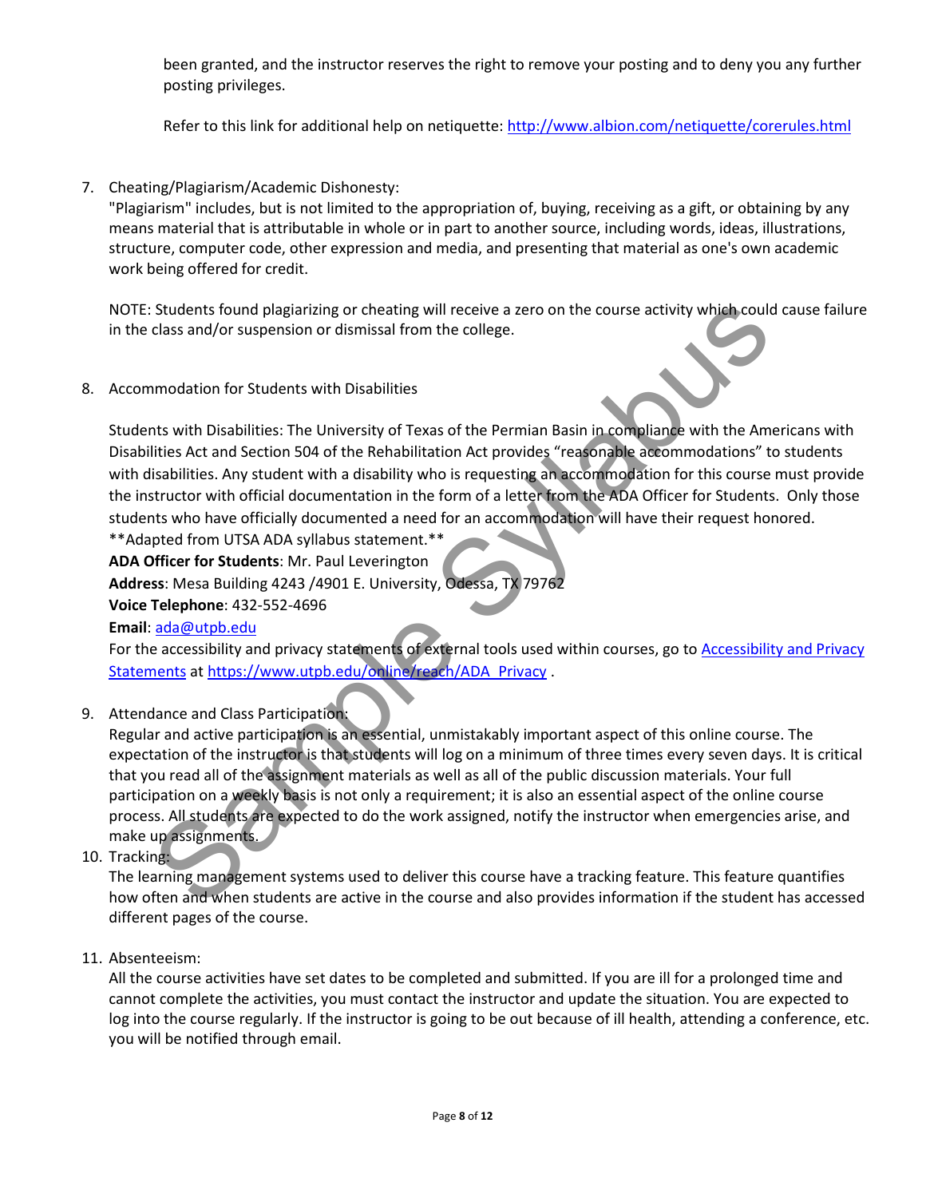been granted, and the instructor reserves the right to remove your posting and to deny you any further posting privileges.

Refer to this link for additional help on netiquette: [http://www.albion.com/netiquette/corerules.html](http://www.albion.com/netiquette/corerules.html)

7. Cheating/Plagiarism/Academic Dishonesty:
   "Plagiarism" includes, but is not limited to the appropriation of, buying, receiving as a gift, or obtaining by any means material that is attributable in whole or in part to another source, including words, ideas, illustrations, structure, computer code, other expression and media, and presenting that material as one's own academic work being offered for credit.

   NOTE: Students found plagiarizing or cheating will receive a zero on the course activity which could cause failure in the class and/or suspension or dismissal from the college.

8. Accommodation for Students with Disabilities

   Students with Disabilities: The University of Texas of the Permian Basin in compliance with the Americans with Disabilities Act and Section 504 of the Rehabilitation Act provides "reasonable accommodations" to students with disabilities. Any student with a disability who is requesting an accommodation for this course must provide the instructor with official documentation in the form of a letter from the ADA Officer for Students. Only those students who have officially documented a need for an accommodation will have their request honored.
   **Adapted from UTSA ADA syllabus statement.**
   **ADA Officer for Students**: Mr. Paul Leverington
   **Address**: Mesa Building 4243 /4901 E. University, Odessa, TX 79762
   **Voice Telephone**: 432-552-4696
   **Email**: [ada@utpb.edu](mailto:ada@utpb.edu)
   For the accessibility and privacy statements of external tools used within courses, go to [Accessibility and Privacy Statements](https://www.utpb.edu/online/reach/ADA_Privacy) at [https://www.utpb.edu/online/reach/ADA_Privacy](https://www.utpb.edu/online/reach/ADA_Privacy) .

9. Attendance and Class Participation:
   Regular and active participation is an essential, unmistakably important aspect of this online course. The expectation of the instructor is that students will log on a minimum of three times every seven days. It is critical that you read all of the assignment materials as well as all of the public discussion materials. Your full participation on a weekly basis is not only a requirement; it is also an essential aspect of the online course process. All students are expected to do the work assigned, notify the instructor when emergencies arise, and make up assignments.

10. Tracking:
    The learning management systems used to deliver this course have a tracking feature. This feature quantifies how often and when students are active in the course and also provides information if the student has accessed different pages of the course.

11. Absenteeism:
    All the course activities have set dates to be completed and submitted. If you are ill for a prolonged time and cannot complete the activities, you must contact the instructor and update the situation. You are expected to log into the course regularly. If the instructor is going to be out because of ill health, attending a conference, etc. you will be notified through email.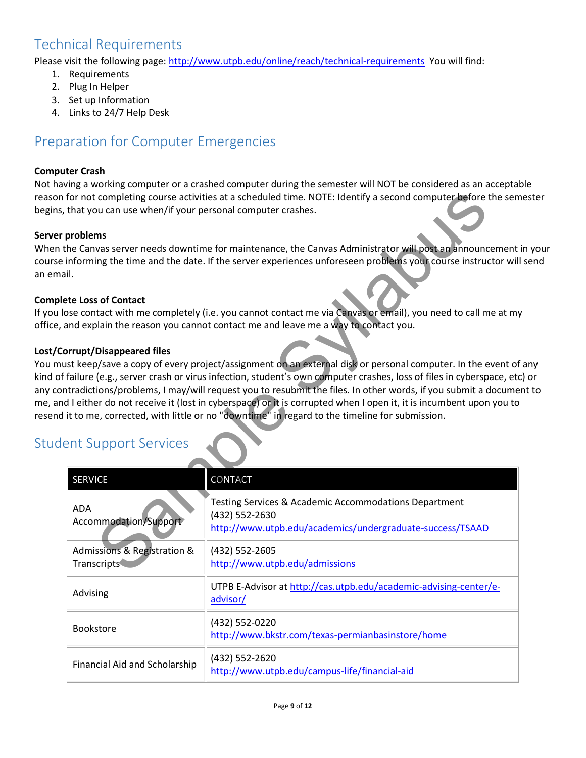## Technical Requirements

Please visit the following page: http://www.utpb.edu/online/reach/technical-requirements You will find:

1. Requirements
2. Plug In Helper
3. Set up Information
4. Links to 24/7 Help Desk

## Preparation for Computer Emergencies

**Computer Crash**

Not having a working computer or a crashed computer during the semester will NOT be considered as an acceptable reason for not completing course activities at a scheduled time. NOTE: Identify a second computer before the semester begins, that you can use when/if your personal computer crashes.

**Server problems**

When the Canvas server needs downtime for maintenance, the Canvas Administrator will post an announcement in your course informing the time and the date. If the server experiences unforeseen problems your course instructor will send an email.

**Complete Loss of Contact**

If you lose contact with me completely (i.e. you cannot contact me via Canvas or email), you need to call me at my office, and explain the reason you cannot contact me and leave me a way to contact you.

**Lost/Corrupt/Disappeared files**

You must keep/save a copy of every project/assignment on an external disk or personal computer. In the event of any kind of failure (e.g., server crash or virus infection, student's own computer crashes, loss of files in cyberspace, etc) or any contradictions/problems, I may/will request you to resubmit the files. In other words, if you submit a document to me, and I either do not receive it (lost in cyberspace) or it is corrupted when I open it, it is incumbent upon you to resend it to me, corrected, with little or no "downtime" in regard to the timeline for submission.

## Student Support Services

| SERVICE | CONTACT |
|---|---|
| ADA Accommodation/Support | Testing Services & Academic Accommodations Department<br>(432) 552-2630<br>http://www.utpb.edu/academics/undergraduate-success/TSAAD |
| Admissions & Registration & Transcripts | (432) 552-2605<br>http://www.utpb.edu/admissions |
| Advising | UTPB E-Advisor at http://cas.utpb.edu/academic-advising-center/e-advisor/ |
| Bookstore | (432) 552-0220<br>http://www.bkstr.com/texas-permianbasinstore/home |
| Financial Aid and Scholarship | (432) 552-2620<br>http://www.utpb.edu/campus-life/financial-aid |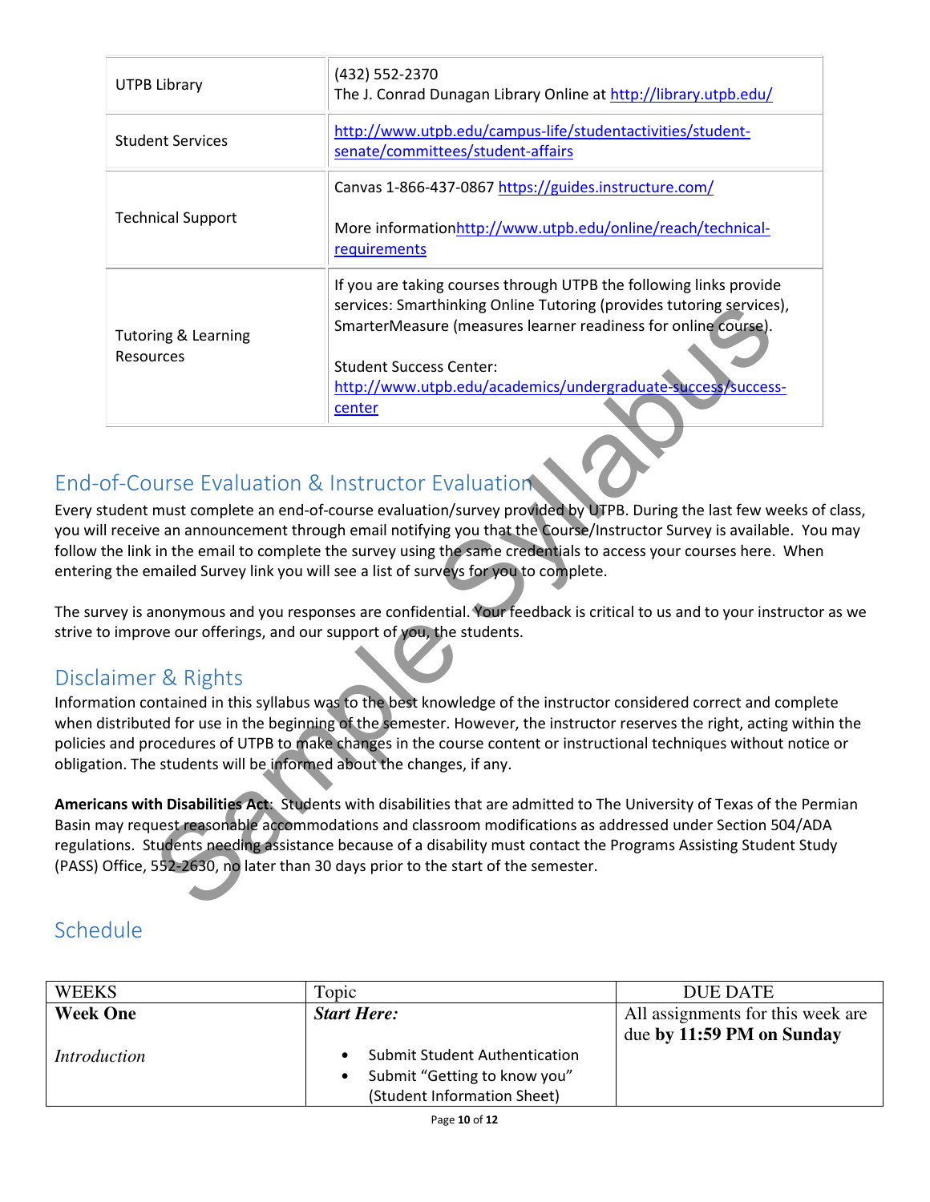| | |
|---|---|
| UTPB Library | (432) 552-2370<br>The J. Conrad Dunagan Library Online at http://library.utpb.edu/ |
| Student Services | http://www.utpb.edu/campus-life/studentactivities/student-senate/committees/student-affairs |
| Technical Support | Canvas 1-866-437-0867 https://guides.instructure.com/<br><br>More informationhttp://www.utpb.edu/online/reach/technical-requirements |
| Tutoring & Learning Resources | If you are taking courses through UTPB the following links provide services: Smarthinking Online Tutoring (provides tutoring services), SmarterMeasure (measures learner readiness for online course).<br><br>Student Success Center:<br>http://www.utpb.edu/academics/undergraduate-success/success-center |

## End-of-Course Evaluation & Instructor Evaluation

Every student must complete an end-of-course evaluation/survey provided by UTPB. During the last few weeks of class, you will receive an announcement through email notifying you that the Course/Instructor Survey is available. You may follow the link in the email to complete the survey using the same credentials to access your courses here. When entering the emailed Survey link you will see a list of surveys for you to complete.

The survey is anonymous and you responses are confidential. Your feedback is critical to us and to your instructor as we strive to improve our offerings, and our support of you, the students.

## Disclaimer & Rights

Information contained in this syllabus was to the best knowledge of the instructor considered correct and complete when distributed for use in the beginning of the semester. However, the instructor reserves the right, acting within the policies and procedures of UTPB to make changes in the course content or instructional techniques without notice or obligation. The students will be informed about the changes, if any.

**Americans with Disabilities Act**: Students with disabilities that are admitted to The University of Texas of the Permian Basin may request reasonable accommodations and classroom modifications as addressed under Section 504/ADA regulations. Students needing assistance because of a disability must contact the Programs Assisting Student Study (PASS) Office, 552-2630, no later than 30 days prior to the start of the semester.

## Schedule

| WEEKS | Topic | DUE DATE |
|---|---|---|
| **Week One**<br><br>*Introduction* | ***Start Here:***<br><br>• Submit Student Authentication<br>• Submit "Getting to know you" (Student Information Sheet) | All assignments for this week are due **by 11:59 PM on Sunday** |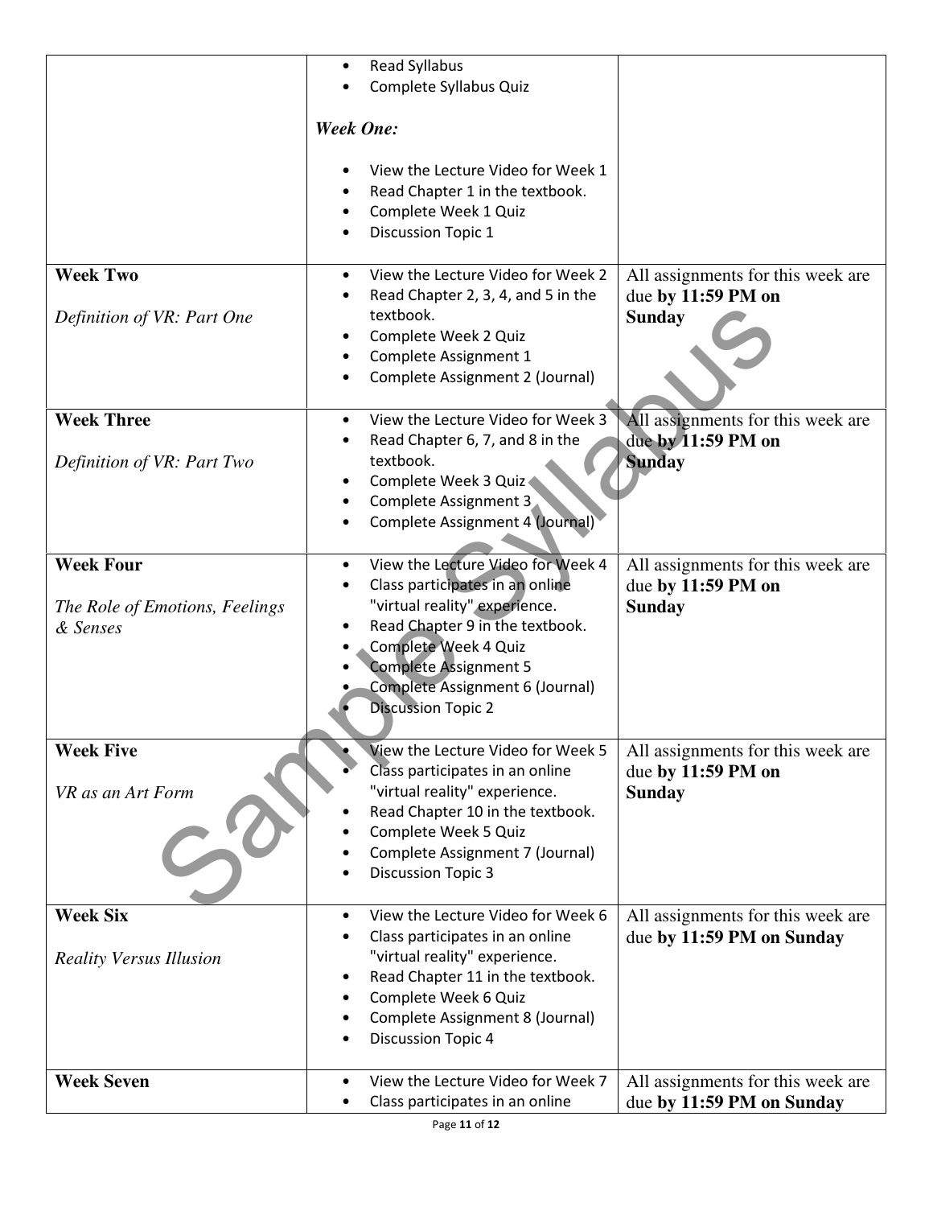| | | |
|---|---|---|
| | • Read Syllabus<br>• Complete Syllabus Quiz<br><br>***Week One:***<br><br>• View the Lecture Video for Week 1<br>• Read Chapter 1 in the textbook.<br>• Complete Week 1 Quiz<br>• Discussion Topic 1 | |
| **Week Two**<br><br>*Definition of VR: Part One* | • View the Lecture Video for Week 2<br>• Read Chapter 2, 3, 4, and 5 in the textbook.<br>• Complete Week 2 Quiz<br>• Complete Assignment 1<br>• Complete Assignment 2 (Journal) | All assignments for this week are due **by 11:59 PM on Sunday** |
| **Week Three**<br><br>*Definition of VR: Part Two* | • View the Lecture Video for Week 3<br>• Read Chapter 6, 7, and 8 in the textbook.<br>• Complete Week 3 Quiz<br>• Complete Assignment 3<br>• Complete Assignment 4 (Journal) | All assignments for this week are due **by 11:59 PM on Sunday** |
| **Week Four**<br><br>*The Role of Emotions, Feelings & Senses* | • View the Lecture Video for Week 4<br>• Class participates in an online "virtual reality" experience.<br>• Read Chapter 9 in the textbook.<br>• Complete Week 4 Quiz<br>• Complete Assignment 5<br>• Complete Assignment 6 (Journal)<br>• Discussion Topic 2 | All assignments for this week are due **by 11:59 PM on Sunday** |
| **Week Five**<br><br>*VR as an Art Form* | • View the Lecture Video for Week 5<br>• Class participates in an online "virtual reality" experience.<br>• Read Chapter 10 in the textbook.<br>• Complete Week 5 Quiz<br>• Complete Assignment 7 (Journal)<br>• Discussion Topic 3 | All assignments for this week are due **by 11:59 PM on Sunday** |
| **Week Six**<br><br>*Reality Versus Illusion* | • View the Lecture Video for Week 6<br>• Class participates in an online "virtual reality" experience.<br>• Read Chapter 11 in the textbook.<br>• Complete Week 6 Quiz<br>• Complete Assignment 8 (Journal)<br>• Discussion Topic 4 | All assignments for this week are due **by 11:59 PM on Sunday** |
| **Week Seven** | • View the Lecture Video for Week 7<br>• Class participates in an online | All assignments for this week are due **by 11:59 PM on Sunday** |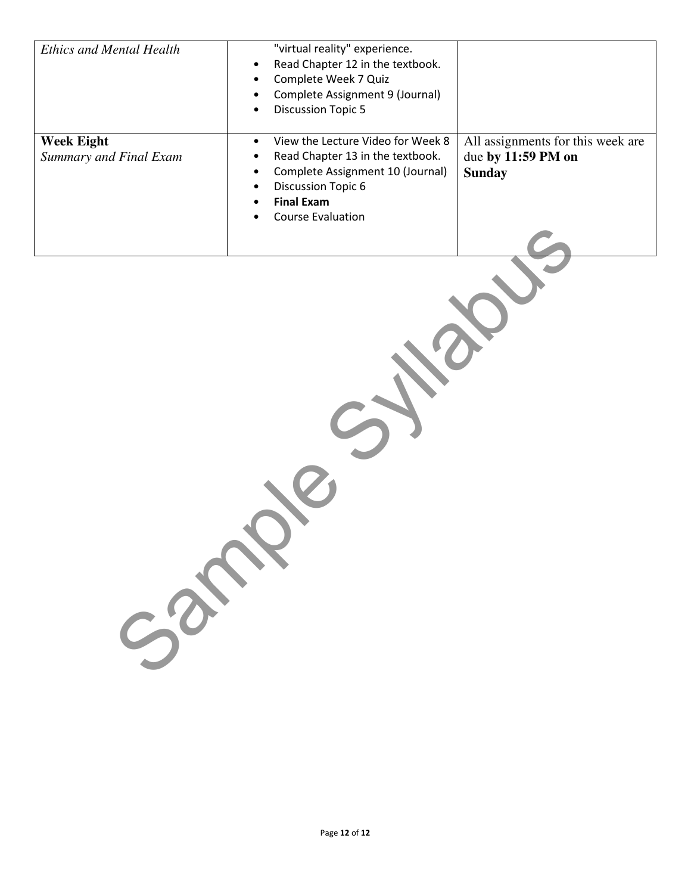| | | |
|---|---|---|
| *Ethics and Mental Health* | "virtual reality" experience.<br>• Read Chapter 12 in the textbook.<br>• Complete Week 7 Quiz<br>• Complete Assignment 9 (Journal)<br>• Discussion Topic 5 | |
| **Week Eight**<br>*Summary and Final Exam* | • View the Lecture Video for Week 8<br>• Read Chapter 13 in the textbook.<br>• Complete Assignment 10 (Journal)<br>• Discussion Topic 6<br>• **Final Exam**<br>• Course Evaluation | All assignments for this week are due **by 11:59 PM on Sunday** |

Sample Syllabus